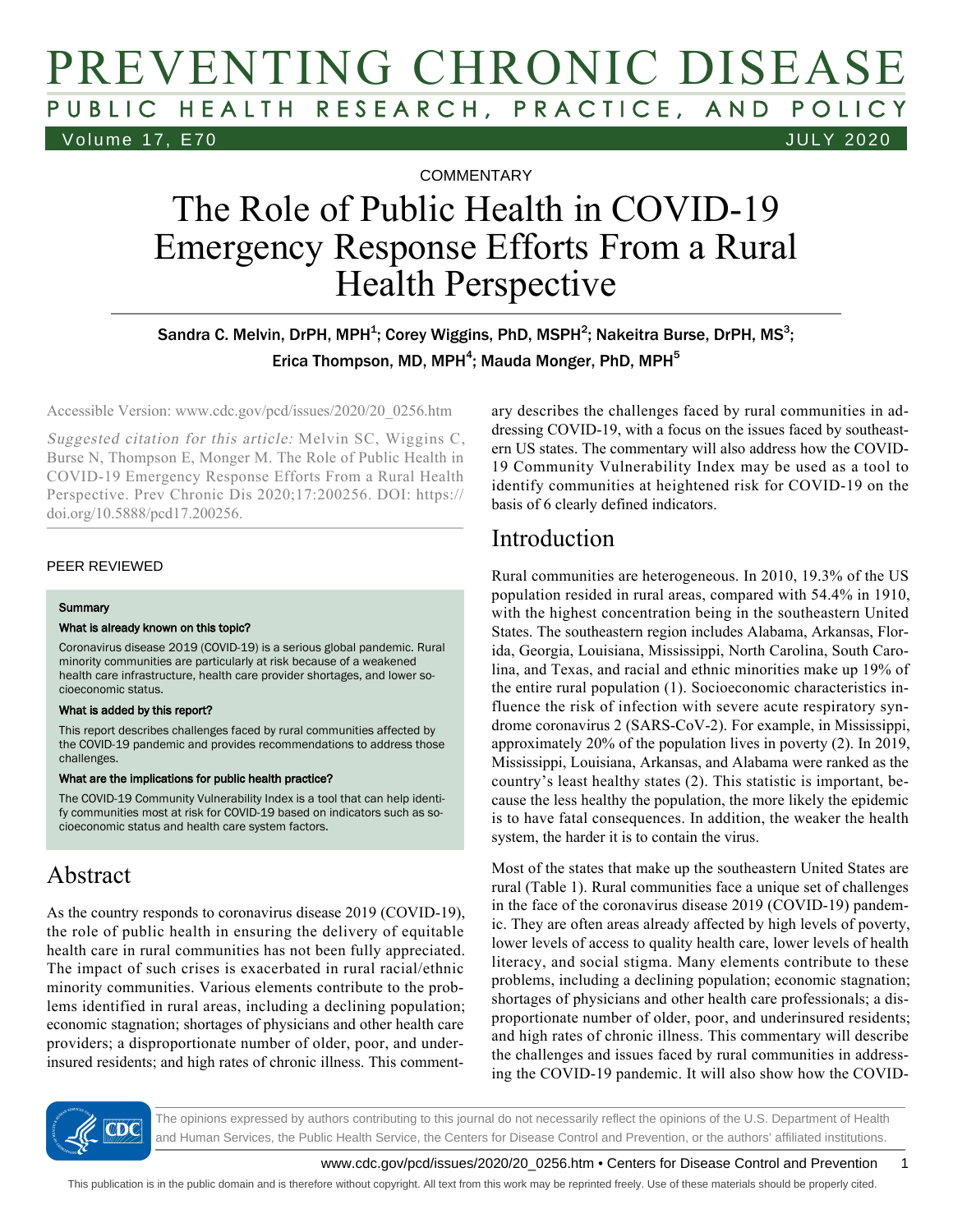COMMENTARY

# The Role of Public Health in COVID-19 Emergency Response Efforts From a Rural Health Perspective

Sandra C. Melvin, DrPH, MPH[1]; Corey Wiggins, PhD, MSPH[2]; Nakeitra Burse, DrPH, MS[3]; Erica Thompson, MD, MPH[4]; Mauda Monger, PhD, MPH[5]

Accessible Version: www.cdc.gov/pcd/issues/2020/20_0256.htm

*Suggested citation for this article:* Melvin SC, Wiggins C, Burse N, Thompson E, Monger M. The Role of Public Health in COVID-19 Emergency Response Efforts From a Rural Health Perspective. Prev Chronic Dis 2020;17:200256. DOI: https://doi.org/10.5888/pcd17.200256.

PEER REVIEWED

**Summary**

**What is already known on this topic?**

Coronavirus disease 2019 (COVID-19) is a serious global pandemic. Rural minority communities are particularly at risk because of a weakened health care infrastructure, health care provider shortages, and lower socioeconomic status.

**What is added by this report?**

This report describes challenges faced by rural communities affected by the COVID-19 pandemic and provides recommendations to address those challenges.

**What are the implications for public health practice?**

The COVID-19 Community Vulnerability Index is a tool that can help identify communities most at risk for COVID-19 based on indicators such as socioeconomic status and health care system factors.

## Abstract

As the country responds to coronavirus disease 2019 (COVID-19), the role of public health in ensuring the delivery of equitable health care in rural communities has not been fully appreciated. The impact of such crises is exacerbated in rural racial/ethnic minority communities. Various elements contribute to the problems identified in rural areas, including a declining population; economic stagnation; shortages of physicians and other health care providers; a disproportionate number of older, poor, and underinsured residents; and high rates of chronic illness. This commentary describes the challenges faced by rural communities in addressing COVID-19, with a focus on the issues faced by southeastern US states. The commentary will also address how the COVID-19 Community Vulnerability Index may be used as a tool to identify communities at heightened risk for COVID-19 on the basis of 6 clearly defined indicators.

## Introduction

Rural communities are heterogeneous. In 2010, 19.3% of the US population resided in rural areas, compared with 54.4% in 1910, with the highest concentration being in the southeastern United States. The southeastern region includes Alabama, Arkansas, Florida, Georgia, Louisiana, Mississippi, North Carolina, South Carolina, and Texas, and racial and ethnic minorities make up 19% of the entire rural population (1). Socioeconomic characteristics influence the risk of infection with severe acute respiratory syndrome coronavirus 2 (SARS-CoV-2). For example, in Mississippi, approximately 20% of the population lives in poverty (2). In 2019, Mississippi, Louisiana, Arkansas, and Alabama were ranked as the country's least healthy states (2). This statistic is important, because the less healthy the population, the more likely the epidemic is to have fatal consequences. In addition, the weaker the health system, the harder it is to contain the virus.

Most of the states that make up the southeastern United States are rural (Table 1). Rural communities face a unique set of challenges in the face of the coronavirus disease 2019 (COVID-19) pandemic. They are often areas already affected by high levels of poverty, lower levels of access to quality health care, lower levels of health literacy, and social stigma. Many elements contribute to these problems, including a declining population; economic stagnation; shortages of physicians and other health care professionals; a disproportionate number of older, poor, and underinsured residents; and high rates of chronic illness. This commentary will describe the challenges and issues faced by rural communities in addressing the COVID-19 pandemic. It will also show how the COVID-

The opinions expressed by authors contributing to this journal do not necessarily reflect the opinions of the U.S. Department of Health and Human Services, the Public Health Service, the Centers for Disease Control and Prevention, or the authors' affiliated institutions.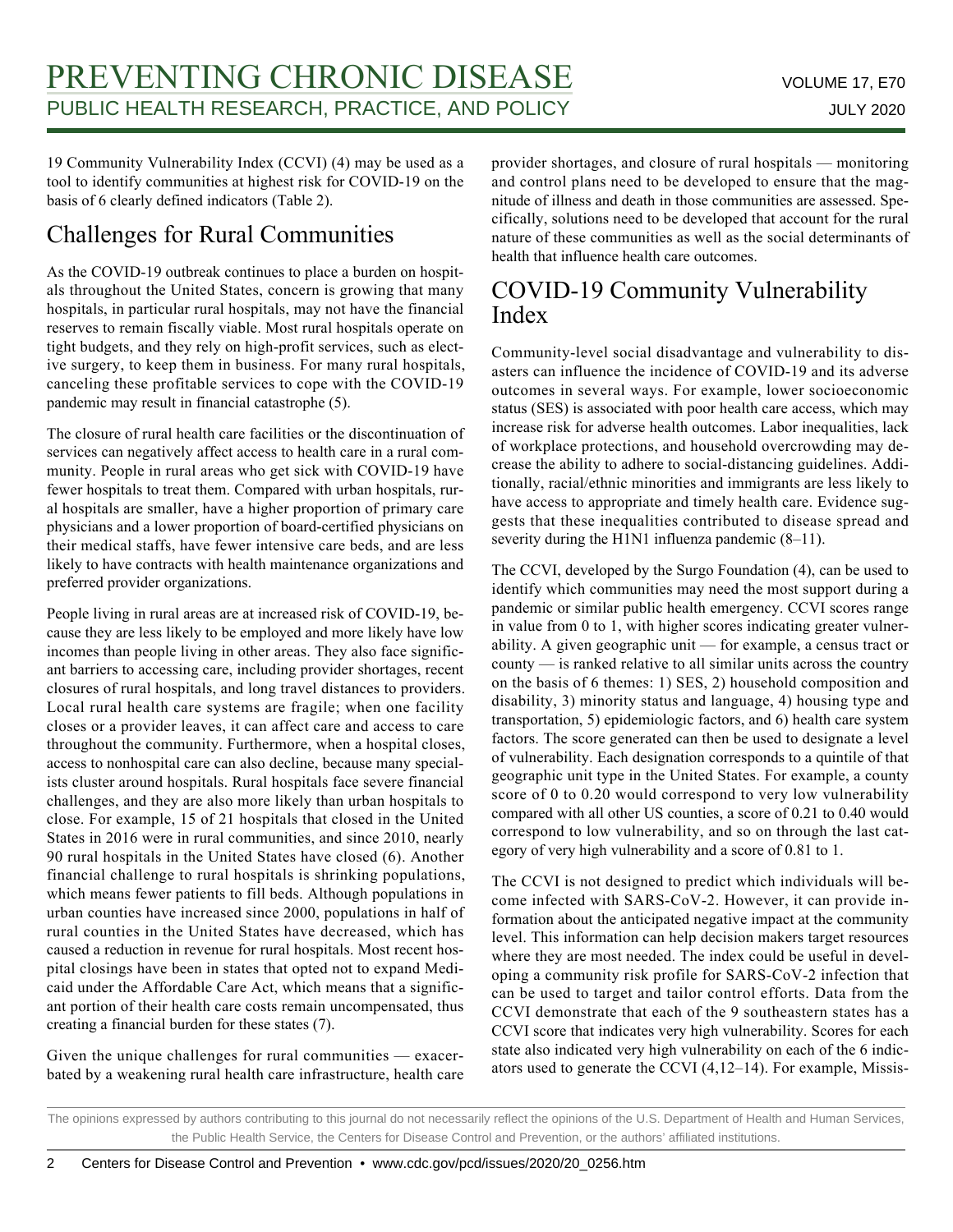19 Community Vulnerability Index (CCVI) (4) may be used as a tool to identify communities at highest risk for COVID-19 on the basis of 6 clearly defined indicators (Table 2).

## Challenges for Rural Communities

As the COVID-19 outbreak continues to place a burden on hospitals throughout the United States, concern is growing that many hospitals, in particular rural hospitals, may not have the financial reserves to remain fiscally viable. Most rural hospitals operate on tight budgets, and they rely on high-profit services, such as elective surgery, to keep them in business. For many rural hospitals, canceling these profitable services to cope with the COVID-19 pandemic may result in financial catastrophe (5).

The closure of rural health care facilities or the discontinuation of services can negatively affect access to health care in a rural community. People in rural areas who get sick with COVID-19 have fewer hospitals to treat them. Compared with urban hospitals, rural hospitals are smaller, have a higher proportion of primary care physicians and a lower proportion of board-certified physicians on their medical staffs, have fewer intensive care beds, and are less likely to have contracts with health maintenance organizations and preferred provider organizations.

People living in rural areas are at increased risk of COVID-19, because they are less likely to be employed and more likely have low incomes than people living in other areas. They also face significant barriers to accessing care, including provider shortages, recent closures of rural hospitals, and long travel distances to providers. Local rural health care systems are fragile; when one facility closes or a provider leaves, it can affect care and access to care throughout the community. Furthermore, when a hospital closes, access to nonhospital care can also decline, because many specialists cluster around hospitals. Rural hospitals face severe financial challenges, and they are also more likely than urban hospitals to close. For example, 15 of 21 hospitals that closed in the United States in 2016 were in rural communities, and since 2010, nearly 90 rural hospitals in the United States have closed (6). Another financial challenge to rural hospitals is shrinking populations, which means fewer patients to fill beds. Although populations in urban counties have increased since 2000, populations in half of rural counties in the United States have decreased, which has caused a reduction in revenue for rural hospitals. Most recent hospital closings have been in states that opted not to expand Medicaid under the Affordable Care Act, which means that a significant portion of their health care costs remain uncompensated, thus creating a financial burden for these states (7).

Given the unique challenges for rural communities — exacerbated by a weakening rural health care infrastructure, health care provider shortages, and closure of rural hospitals — monitoring and control plans need to be developed to ensure that the magnitude of illness and death in those communities are assessed. Specifically, solutions need to be developed that account for the rural nature of these communities as well as the social determinants of health that influence health care outcomes.

## COVID-19 Community Vulnerability Index

Community-level social disadvantage and vulnerability to disasters can influence the incidence of COVID-19 and its adverse outcomes in several ways. For example, lower socioeconomic status (SES) is associated with poor health care access, which may increase risk for adverse health outcomes. Labor inequalities, lack of workplace protections, and household overcrowding may decrease the ability to adhere to social-distancing guidelines. Additionally, racial/ethnic minorities and immigrants are less likely to have access to appropriate and timely health care. Evidence suggests that these inequalities contributed to disease spread and severity during the H1N1 influenza pandemic (8–11).

The CCVI, developed by the Surgo Foundation (4), can be used to identify which communities may need the most support during a pandemic or similar public health emergency. CCVI scores range in value from 0 to 1, with higher scores indicating greater vulnerability. A given geographic unit — for example, a census tract or county — is ranked relative to all similar units across the country on the basis of 6 themes: 1) SES, 2) household composition and disability, 3) minority status and language, 4) housing type and transportation, 5) epidemiologic factors, and 6) health care system factors. The score generated can then be used to designate a level of vulnerability. Each designation corresponds to a quintile of that geographic unit type in the United States. For example, a county score of 0 to 0.20 would correspond to very low vulnerability compared with all other US counties, a score of 0.21 to 0.40 would correspond to low vulnerability, and so on through the last category of very high vulnerability and a score of 0.81 to 1.

The CCVI is not designed to predict which individuals will become infected with SARS-CoV-2. However, it can provide information about the anticipated negative impact at the community level. This information can help decision makers target resources where they are most needed. The index could be useful in developing a community risk profile for SARS-CoV-2 infection that can be used to target and tailor control efforts. Data from the CCVI demonstrate that each of the 9 southeastern states has a CCVI score that indicates very high vulnerability. Scores for each state also indicated very high vulnerability on each of the 6 indicators used to generate the CCVI (4,12–14). For example, Missis-

The opinions expressed by authors contributing to this journal do not necessarily reflect the opinions of the U.S. Department of Health and Human Services, the Public Health Service, the Centers for Disease Control and Prevention, or the authors' affiliated institutions.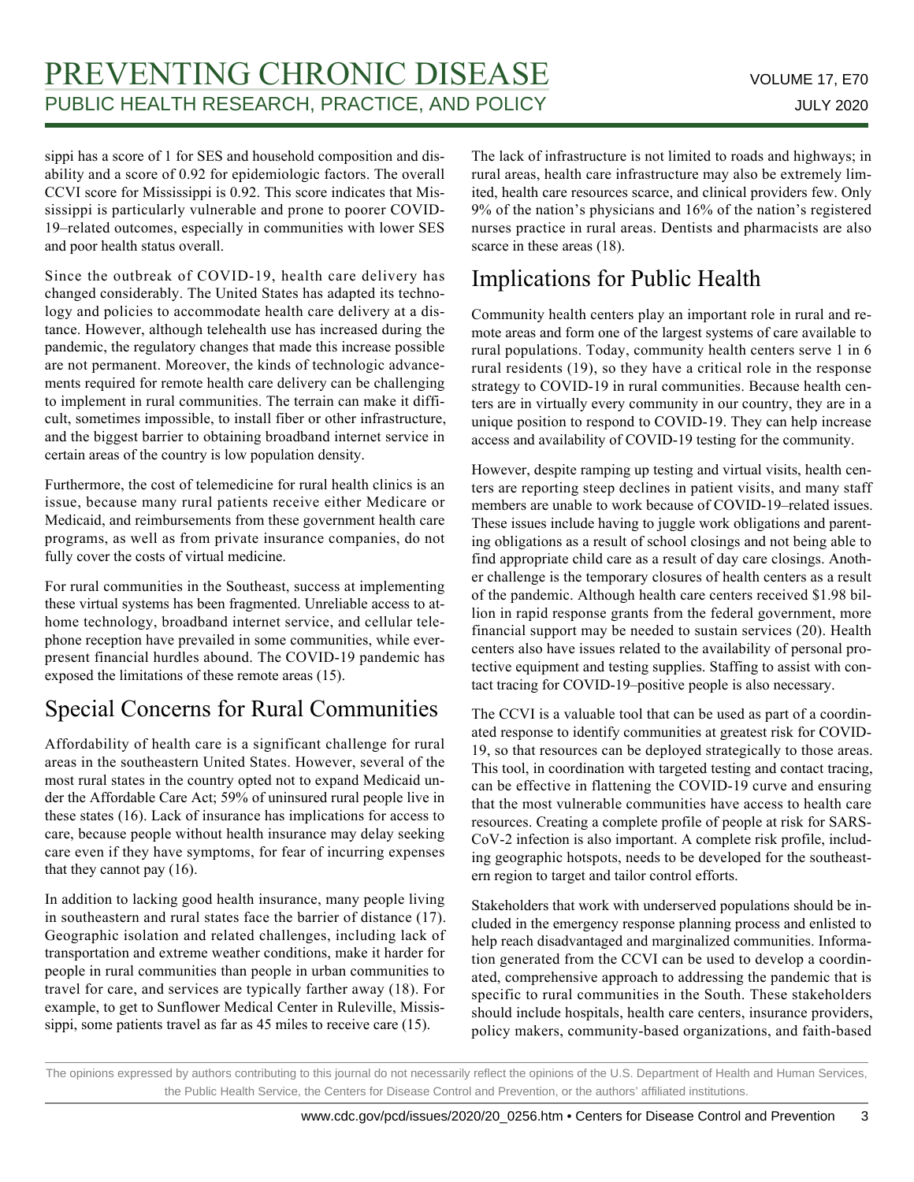sippi has a score of 1 for SES and household composition and disability and a score of 0.92 for epidemiologic factors. The overall CCVI score for Mississippi is 0.92. This score indicates that Mississippi is particularly vulnerable and prone to poorer COVID-19–related outcomes, especially in communities with lower SES and poor health status overall.

Since the outbreak of COVID-19, health care delivery has changed considerably. The United States has adapted its technology and policies to accommodate health care delivery at a distance. However, although telehealth use has increased during the pandemic, the regulatory changes that made this increase possible are not permanent. Moreover, the kinds of technologic advancements required for remote health care delivery can be challenging to implement in rural communities. The terrain can make it difficult, sometimes impossible, to install fiber or other infrastructure, and the biggest barrier to obtaining broadband internet service in certain areas of the country is low population density.

Furthermore, the cost of telemedicine for rural health clinics is an issue, because many rural patients receive either Medicare or Medicaid, and reimbursements from these government health care programs, as well as from private insurance companies, do not fully cover the costs of virtual medicine.

For rural communities in the Southeast, success at implementing these virtual systems has been fragmented. Unreliable access to at-home technology, broadband internet service, and cellular telephone reception have prevailed in some communities, while ever-present financial hurdles abound. The COVID-19 pandemic has exposed the limitations of these remote areas (15).

## Special Concerns for Rural Communities

Affordability of health care is a significant challenge for rural areas in the southeastern United States. However, several of the most rural states in the country opted not to expand Medicaid under the Affordable Care Act; 59% of uninsured rural people live in these states (16). Lack of insurance has implications for access to care, because people without health insurance may delay seeking care even if they have symptoms, for fear of incurring expenses that they cannot pay (16).

In addition to lacking good health insurance, many people living in southeastern and rural states face the barrier of distance (17). Geographic isolation and related challenges, including lack of transportation and extreme weather conditions, make it harder for people in rural communities than people in urban communities to travel for care, and services are typically farther away (18). For example, to get to Sunflower Medical Center in Ruleville, Mississippi, some patients travel as far as 45 miles to receive care (15).

The lack of infrastructure is not limited to roads and highways; in rural areas, health care infrastructure may also be extremely limited, health care resources scarce, and clinical providers few. Only 9% of the nation's physicians and 16% of the nation's registered nurses practice in rural areas. Dentists and pharmacists are also scarce in these areas (18).

## Implications for Public Health

Community health centers play an important role in rural and remote areas and form one of the largest systems of care available to rural populations. Today, community health centers serve 1 in 6 rural residents (19), so they have a critical role in the response strategy to COVID-19 in rural communities. Because health centers are in virtually every community in our country, they are in a unique position to respond to COVID-19. They can help increase access and availability of COVID-19 testing for the community.

However, despite ramping up testing and virtual visits, health centers are reporting steep declines in patient visits, and many staff members are unable to work because of COVID-19–related issues. These issues include having to juggle work obligations and parenting obligations as a result of school closings and not being able to find appropriate child care as a result of day care closings. Another challenge is the temporary closures of health centers as a result of the pandemic. Although health care centers received $1.98 billion in rapid response grants from the federal government, more financial support may be needed to sustain services (20). Health centers also have issues related to the availability of personal protective equipment and testing supplies. Staffing to assist with contact tracing for COVID-19–positive people is also necessary.

The CCVI is a valuable tool that can be used as part of a coordinated response to identify communities at greatest risk for COVID-19, so that resources can be deployed strategically to those areas. This tool, in coordination with targeted testing and contact tracing, can be effective in flattening the COVID-19 curve and ensuring that the most vulnerable communities have access to health care resources. Creating a complete profile of people at risk for SARS-CoV-2 infection is also important. A complete risk profile, including geographic hotspots, needs to be developed for the southeastern region to target and tailor control efforts.

Stakeholders that work with underserved populations should be included in the emergency response planning process and enlisted to help reach disadvantaged and marginalized communities. Information generated from the CCVI can be used to develop a coordinated, comprehensive approach to addressing the pandemic that is specific to rural communities in the South. These stakeholders should include hospitals, health care centers, insurance providers, policy makers, community-based organizations, and faith-based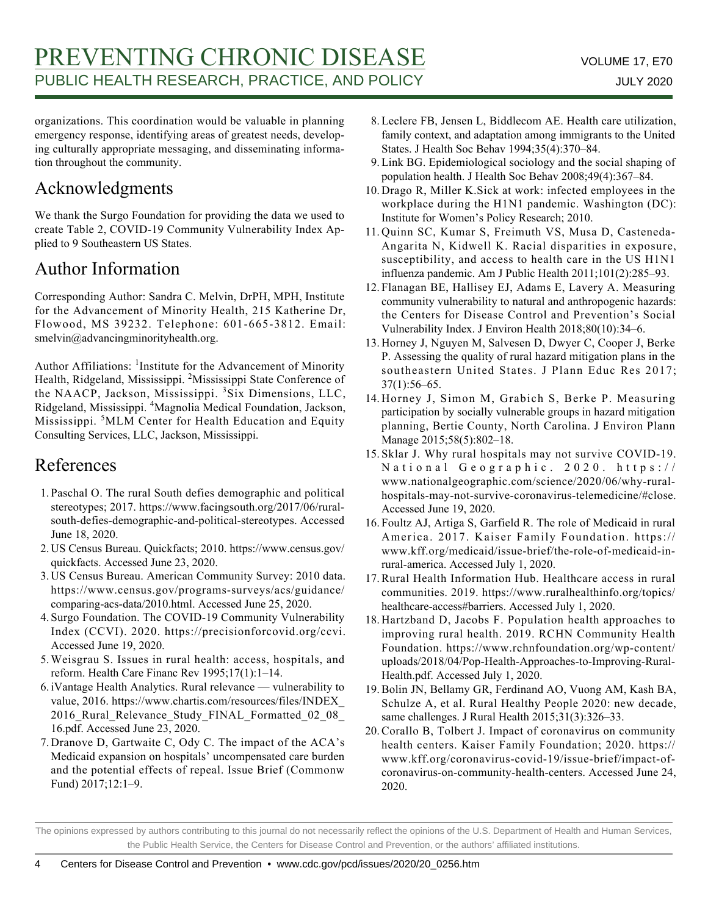organizations. This coordination would be valuable in planning emergency response, identifying areas of greatest needs, developing culturally appropriate messaging, and disseminating information throughout the community.

## Acknowledgments

We thank the Surgo Foundation for providing the data we used to create Table 2, COVID-19 Community Vulnerability Index Applied to 9 Southeastern US States.

## Author Information

Corresponding Author: Sandra C. Melvin, DrPH, MPH, Institute for the Advancement of Minority Health, 215 Katherine Dr, Flowood, MS 39232. Telephone: 601-665-3812. Email: smelvin@advancingminorityhealth.org.

Author Affiliations: [1]Institute for the Advancement of Minority Health, Ridgeland, Mississippi. [2]Mississippi State Conference of the NAACP, Jackson, Mississippi. [3]Six Dimensions, LLC, Ridgeland, Mississippi. [4]Magnolia Medical Foundation, Jackson, Mississippi. [5]MLM Center for Health Education and Equity Consulting Services, LLC, Jackson, Mississippi.

## References

1. Paschal O. The rural South defies demographic and political stereotypes; 2017. https://www.facingsouth.org/2017/06/rural-south-defies-demographic-and-political-stereotypes. Accessed June 18, 2020.
2. US Census Bureau. Quickfacts; 2010. https://www.census.gov/quickfacts. Accessed June 23, 2020.
3. US Census Bureau. American Community Survey: 2010 data. https://www.census.gov/programs-surveys/acs/guidance/comparing-acs-data/2010.html. Accessed June 25, 2020.
4. Surgo Foundation. The COVID-19 Community Vulnerability Index (CCVI). 2020. https://precisionforcovid.org/ccvi. Accessed June 19, 2020.
5. Weisgrau S. Issues in rural health: access, hospitals, and reform. Health Care Financ Rev 1995;17(1):1–14.
6. iVantage Health Analytics. Rural relevance — vulnerability to value, 2016. https://www.chartis.com/resources/files/INDEX_2016_Rural_Relevance_Study_FINAL_Formatted_02_08_16.pdf. Accessed June 23, 2020.
7. Dranove D, Gartwaite C, Ody C. The impact of the ACA's Medicaid expansion on hospitals' uncompensated care burden and the potential effects of repeal. Issue Brief (Commonw Fund) 2017;12:1–9.
8. Leclere FB, Jensen L, Biddlecom AE. Health care utilization, family context, and adaptation among immigrants to the United States. J Health Soc Behav 1994;35(4):370–84.
9. Link BG. Epidemiological sociology and the social shaping of population health. J Health Soc Behav 2008;49(4):367–84.
10. Drago R, Miller K.Sick at work: infected employees in the workplace during the H1N1 pandemic. Washington (DC): Institute for Women's Policy Research; 2010.
11. Quinn SC, Kumar S, Freimuth VS, Musa D, Casteneda-Angarita N, Kidwell K. Racial disparities in exposure, susceptibility, and access to health care in the US H1N1 influenza pandemic. Am J Public Health 2011;101(2):285–93.
12. Flanagan BE, Hallisey EJ, Adams E, Lavery A. Measuring community vulnerability to natural and anthropogenic hazards: the Centers for Disease Control and Prevention's Social Vulnerability Index. J Environ Health 2018;80(10):34–6.
13. Horney J, Nguyen M, Salvesen D, Dwyer C, Cooper J, Berke P. Assessing the quality of rural hazard mitigation plans in the southeastern United States. J Plann Educ Res 2017;37(1):56–65.
14. Horney J, Simon M, Grabich S, Berke P. Measuring participation by socially vulnerable groups in hazard mitigation planning, Bertie County, North Carolina. J Environ Plann Manage 2015;58(5):802–18.
15. Sklar J. Why rural hospitals may not survive COVID-19. National Geographic. 2020. https://www.nationalgeographic.com/science/2020/06/why-rural-hospitals-may-not-survive-coronavirus-telemedicine/#close. Accessed June 19, 2020.
16. Foultz AJ, Artiga S, Garfield R. The role of Medicaid in rural America. 2017. Kaiser Family Foundation. https://www.kff.org/medicaid/issue-brief/the-role-of-medicaid-in-rural-america. Accessed July 1, 2020.
17. Rural Health Information Hub. Healthcare access in rural communities. 2019. https://www.ruralhealthinfo.org/topics/healthcare-access#barriers. Accessed July 1, 2020.
18. Hartzband D, Jacobs F. Population health approaches to improving rural health. 2019. RCHN Community Health Foundation. https://www.rchnfoundation.org/wp-content/uploads/2018/04/Pop-Health-Approaches-to-Improving-Rural-Health.pdf. Accessed July 1, 2020.
19. Bolin JN, Bellamy GR, Ferdinand AO, Vuong AM, Kash BA, Schulze A, et al. Rural Healthy People 2020: new decade, same challenges. J Rural Health 2015;31(3):326–33.
20. Corallo B, Tolbert J. Impact of coronavirus on community health centers. Kaiser Family Foundation; 2020. https://www.kff.org/coronavirus-covid-19/issue-brief/impact-of-coronavirus-on-community-health-centers. Accessed June 24, 2020.

The opinions expressed by authors contributing to this journal do not necessarily reflect the opinions of the U.S. Department of Health and Human Services, the Public Health Service, the Centers for Disease Control and Prevention, or the authors' affiliated institutions.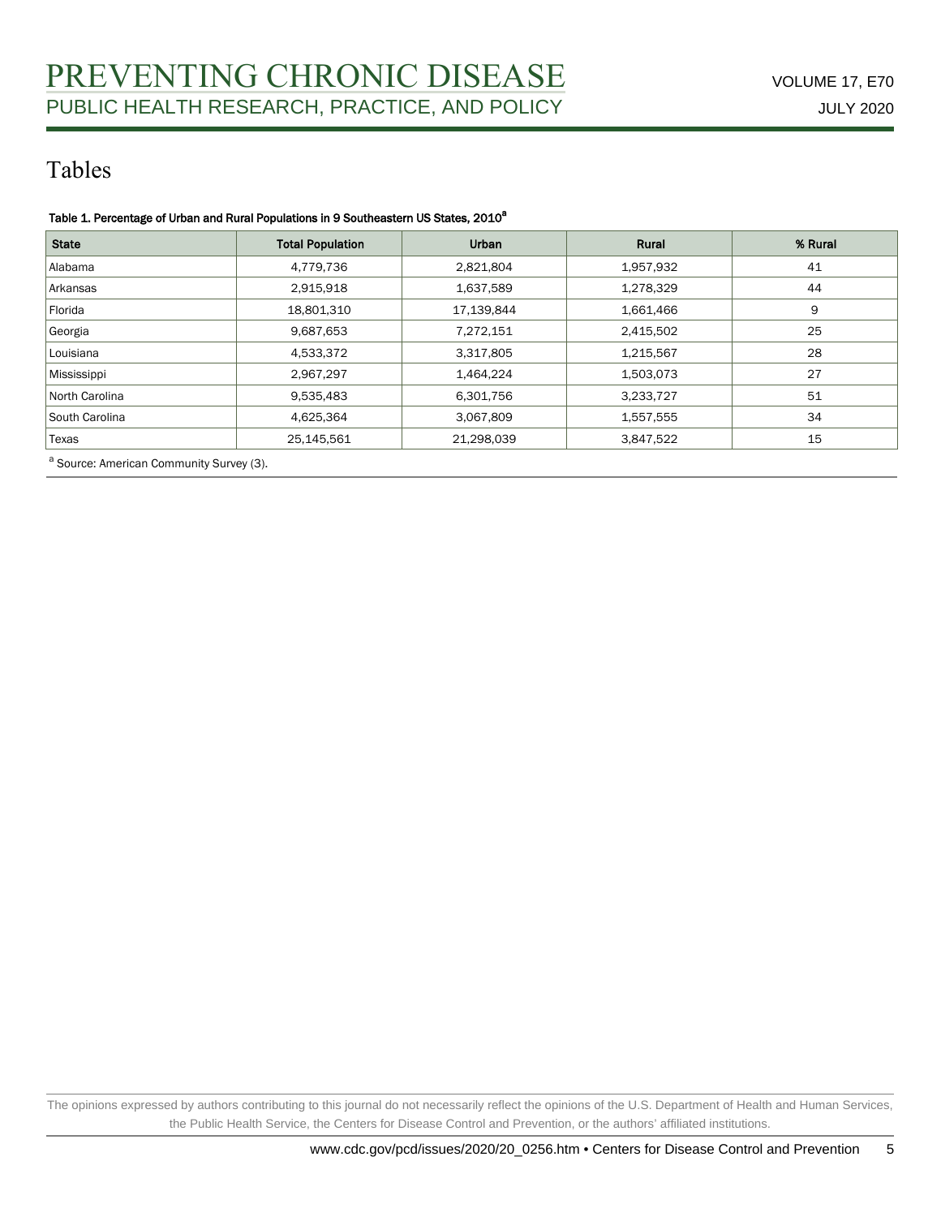# Tables

**Table 1. Percentage of Urban and Rural Populations in 9 Southeastern US States, 2010[a]**

| State | Total Population | Urban | Rural | % Rural |
|---|---|---|---|---|
| Alabama | 4,779,736 | 2,821,804 | 1,957,932 | 41 |
| Arkansas | 2,915,918 | 1,637,589 | 1,278,329 | 44 |
| Florida | 18,801,310 | 17,139,844 | 1,661,466 | 9 |
| Georgia | 9,687,653 | 7,272,151 | 2,415,502 | 25 |
| Louisiana | 4,533,372 | 3,317,805 | 1,215,567 | 28 |
| Mississippi | 2,967,297 | 1,464,224 | 1,503,073 | 27 |
| North Carolina | 9,535,483 | 6,301,756 | 3,233,727 | 51 |
| South Carolina | 4,625,364 | 3,067,809 | 1,557,555 | 34 |
| Texas | 25,145,561 | 21,298,039 | 3,847,522 | 15 |

[a] Source: American Community Survey (3).

The opinions expressed by authors contributing to this journal do not necessarily reflect the opinions of the U.S. Department of Health and Human Services, the Public Health Service, the Centers for Disease Control and Prevention, or the authors' affiliated institutions.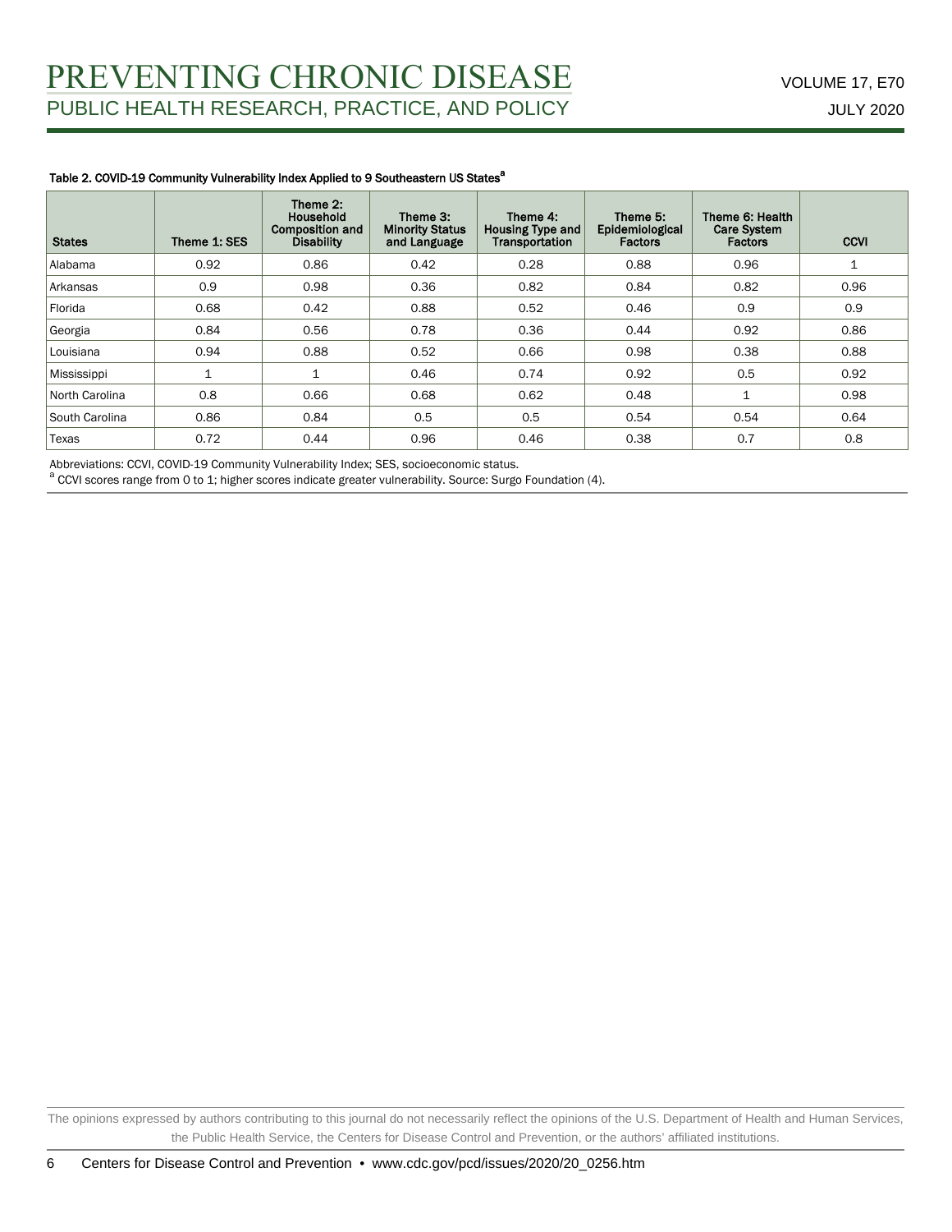Table 2. COVID-19 Community Vulnerability Index Applied to 9 Southeastern US States[a]

| States | Theme 1: SES | Theme 2: Household Composition and Disability | Theme 3: Minority Status and Language | Theme 4: Housing Type and Transportation | Theme 5: Epidemiological Factors | Theme 6: Health Care System Factors | CCVI |
|---|---|---|---|---|---|---|---|
| Alabama | 0.92 | 0.86 | 0.42 | 0.28 | 0.88 | 0.96 | 1 |
| Arkansas | 0.9 | 0.98 | 0.36 | 0.82 | 0.84 | 0.82 | 0.96 |
| Florida | 0.68 | 0.42 | 0.88 | 0.52 | 0.46 | 0.9 | 0.9 |
| Georgia | 0.84 | 0.56 | 0.78 | 0.36 | 0.44 | 0.92 | 0.86 |
| Louisiana | 0.94 | 0.88 | 0.52 | 0.66 | 0.98 | 0.38 | 0.88 |
| Mississippi | 1 | 1 | 0.46 | 0.74 | 0.92 | 0.5 | 0.92 |
| North Carolina | 0.8 | 0.66 | 0.68 | 0.62 | 0.48 | 1 | 0.98 |
| South Carolina | 0.86 | 0.84 | 0.5 | 0.5 | 0.54 | 0.54 | 0.64 |
| Texas | 0.72 | 0.44 | 0.96 | 0.46 | 0.38 | 0.7 | 0.8 |

Abbreviations: CCVI, COVID-19 Community Vulnerability Index; SES, socioeconomic status.

[a] CCVI scores range from 0 to 1; higher scores indicate greater vulnerability. Source: Surgo Foundation (4).

The opinions expressed by authors contributing to this journal do not necessarily reflect the opinions of the U.S. Department of Health and Human Services, the Public Health Service, the Centers for Disease Control and Prevention, or the authors' affiliated institutions.